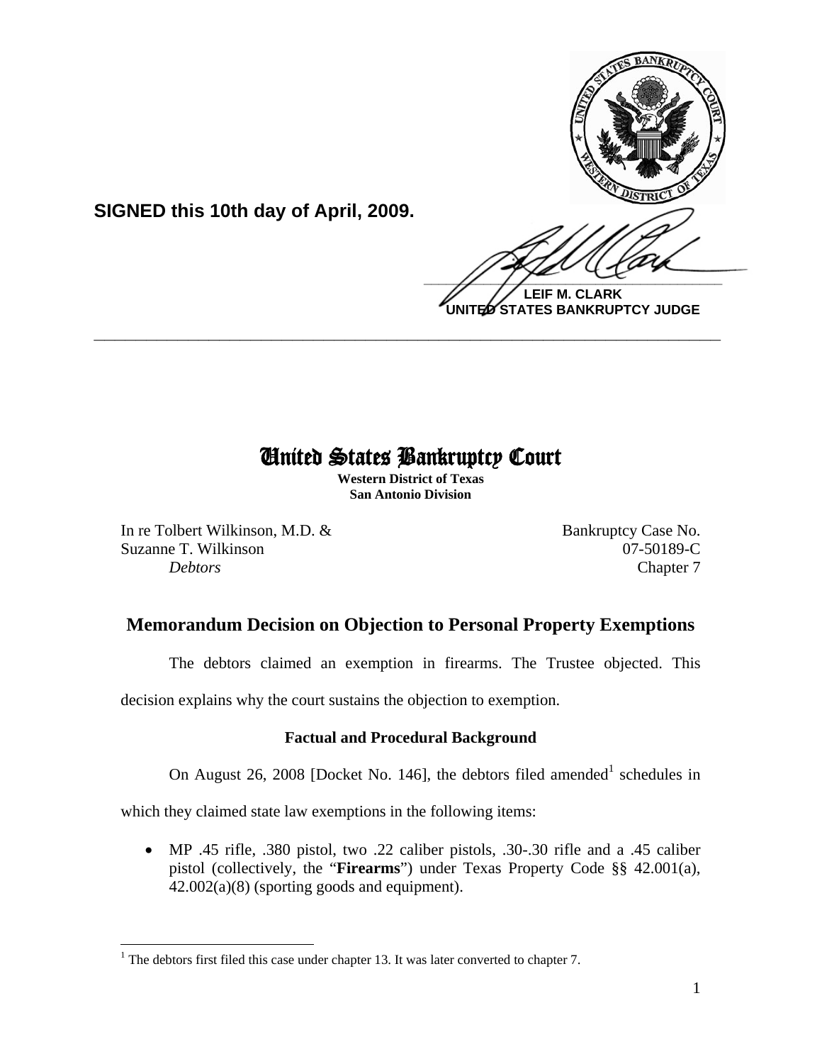**SIGNED this 10th day of April, 2009.**

**LEIF M. CLARK**
**UNITED STATES BANKRUPTCY JUDGE**

---

# United States Bankruptcy Court

**Western District of Texas**
**San Antonio Division**

In re Tolbert Wilkinson, M.D. &
Suzanne T. Wilkinson
*Debtors*

Bankruptcy Case No.
07-50189-C
Chapter 7

## Memorandum Decision on Objection to Personal Property Exemptions

The debtors claimed an exemption in firearms. The Trustee objected. This decision explains why the court sustains the objection to exemption.

### Factual and Procedural Background

On August 26, 2008 [Docket No. 146], the debtors filed amended[1] schedules in which they claimed state law exemptions in the following items:

- MP .45 rifle, .380 pistol, two .22 caliber pistols, .30-.30 rifle and a .45 caliber pistol (collectively, the "**Firearms**") under Texas Property Code §§ 42.001(a), 42.002(a)(8) (sporting goods and equipment).

---

[1] The debtors first filed this case under chapter 13. It was later converted to chapter 7.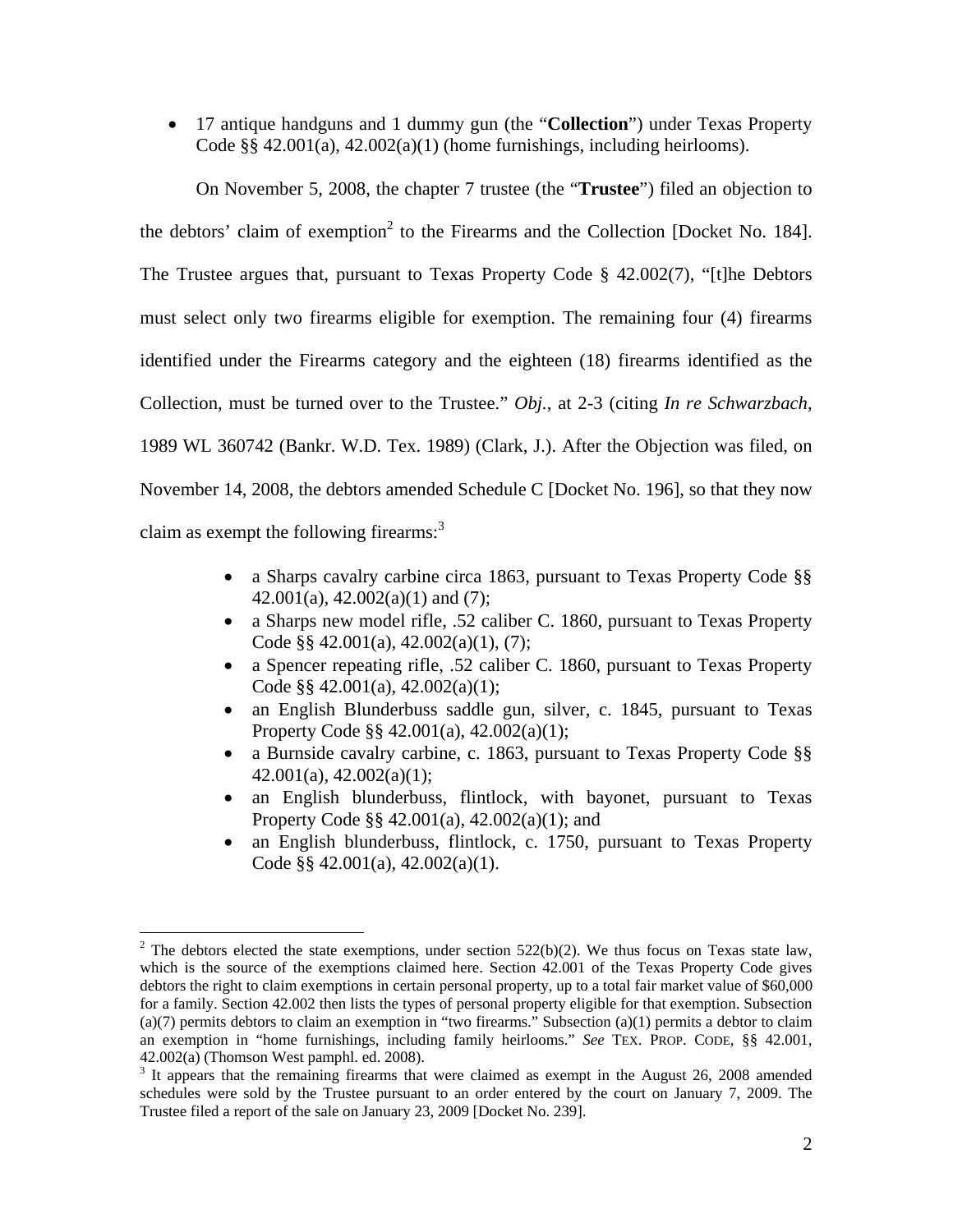- 17 antique handguns and 1 dummy gun (the "**Collection**") under Texas Property Code §§ 42.001(a), 42.002(a)(1) (home furnishings, including heirlooms).

On November 5, 2008, the chapter 7 trustee (the "**Trustee**") filed an objection to the debtors' claim of exemption[2] to the Firearms and the Collection [Docket No. 184]. The Trustee argues that, pursuant to Texas Property Code § 42.002(7), "[t]he Debtors must select only two firearms eligible for exemption. The remaining four (4) firearms identified under the Firearms category and the eighteen (18) firearms identified as the Collection, must be turned over to the Trustee." *Obj.*, at 2-3 (citing *In re Schwarzbach*, 1989 WL 360742 (Bankr. W.D. Tex. 1989) (Clark, J.). After the Objection was filed, on November 14, 2008, the debtors amended Schedule C [Docket No. 196], so that they now claim as exempt the following firearms:[3]

- a Sharps cavalry carbine circa 1863, pursuant to Texas Property Code §§ 42.001(a), 42.002(a)(1) and (7);
- a Sharps new model rifle, .52 caliber C. 1860, pursuant to Texas Property Code §§ 42.001(a), 42.002(a)(1), (7);
- a Spencer repeating rifle, .52 caliber C. 1860, pursuant to Texas Property Code §§ 42.001(a), 42.002(a)(1);
- an English Blunderbuss saddle gun, silver, c. 1845, pursuant to Texas Property Code §§ 42.001(a), 42.002(a)(1);
- a Burnside cavalry carbine, c. 1863, pursuant to Texas Property Code §§ 42.001(a), 42.002(a)(1);
- an English blunderbuss, flintlock, with bayonet, pursuant to Texas Property Code §§ 42.001(a), 42.002(a)(1); and
- an English blunderbuss, flintlock, c. 1750, pursuant to Texas Property Code §§ 42.001(a), 42.002(a)(1).

---

[2] The debtors elected the state exemptions, under section 522(b)(2). We thus focus on Texas state law, which is the source of the exemptions claimed here. Section 42.001 of the Texas Property Code gives debtors the right to claim exemptions in certain personal property, up to a total fair market value of $60,000 for a family. Section 42.002 then lists the types of personal property eligible for that exemption. Subsection (a)(7) permits debtors to claim an exemption in "two firearms." Subsection (a)(1) permits a debtor to claim an exemption in "home furnishings, including family heirlooms." *See* TEX. PROP. CODE, §§ 42.001, 42.002(a) (Thomson West pamphl. ed. 2008).

[3] It appears that the remaining firearms that were claimed as exempt in the August 26, 2008 amended schedules were sold by the Trustee pursuant to an order entered by the court on January 7, 2009. The Trustee filed a report of the sale on January 23, 2009 [Docket No. 239].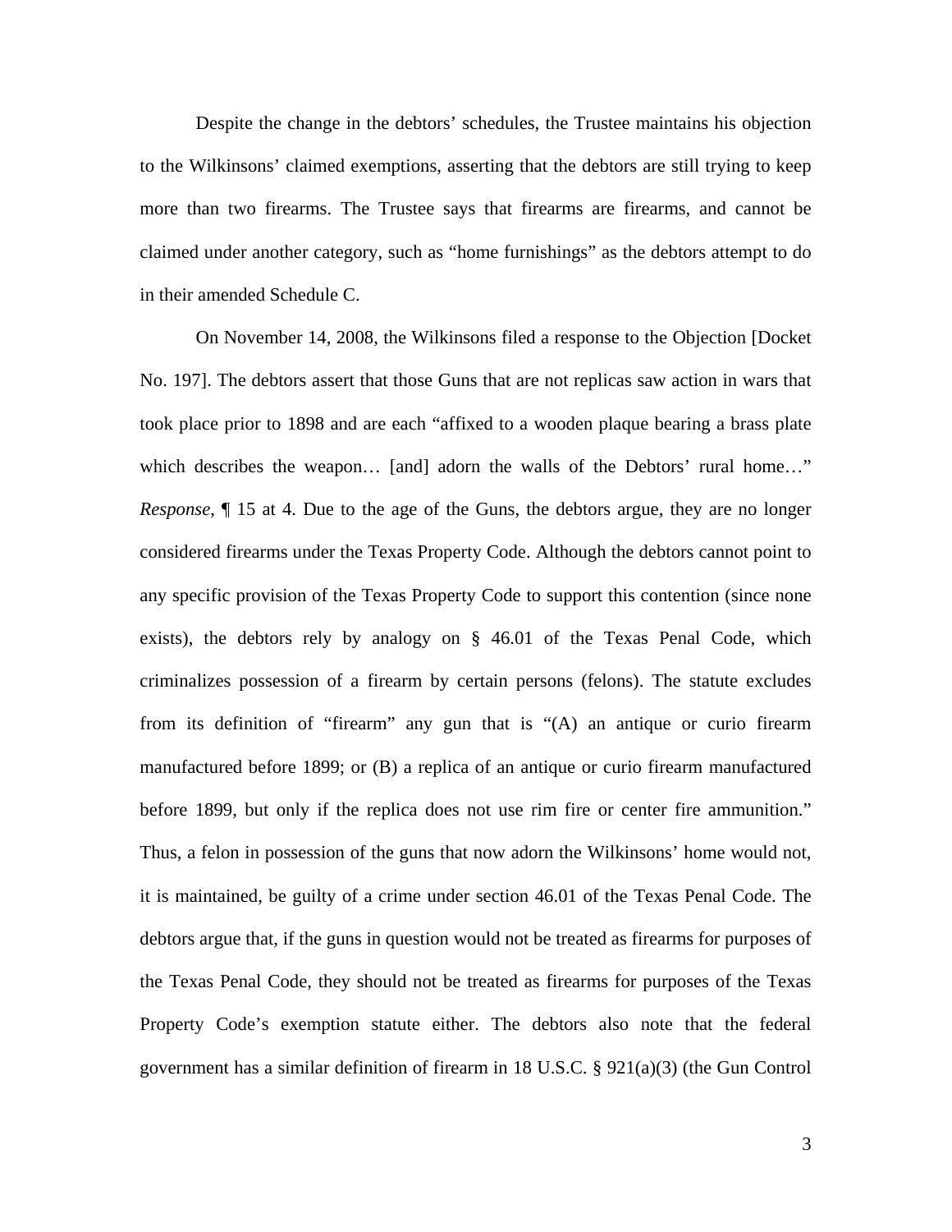Despite the change in the debtors' schedules, the Trustee maintains his objection to the Wilkinsons' claimed exemptions, asserting that the debtors are still trying to keep more than two firearms. The Trustee says that firearms are firearms, and cannot be claimed under another category, such as "home furnishings" as the debtors attempt to do in their amended Schedule C.

On November 14, 2008, the Wilkinsons filed a response to the Objection [Docket No. 197]. The debtors assert that those Guns that are not replicas saw action in wars that took place prior to 1898 and are each "affixed to a wooden plaque bearing a brass plate which describes the weapon… [and] adorn the walls of the Debtors' rural home…" *Response*, ¶ 15 at 4. Due to the age of the Guns, the debtors argue, they are no longer considered firearms under the Texas Property Code. Although the debtors cannot point to any specific provision of the Texas Property Code to support this contention (since none exists), the debtors rely by analogy on § 46.01 of the Texas Penal Code, which criminalizes possession of a firearm by certain persons (felons). The statute excludes from its definition of "firearm" any gun that is "(A) an antique or curio firearm manufactured before 1899; or (B) a replica of an antique or curio firearm manufactured before 1899, but only if the replica does not use rim fire or center fire ammunition." Thus, a felon in possession of the guns that now adorn the Wilkinsons' home would not, it is maintained, be guilty of a crime under section 46.01 of the Texas Penal Code. The debtors argue that, if the guns in question would not be treated as firearms for purposes of the Texas Penal Code, they should not be treated as firearms for purposes of the Texas Property Code's exemption statute either. The debtors also note that the federal government has a similar definition of firearm in 18 U.S.C. § 921(a)(3) (the Gun Control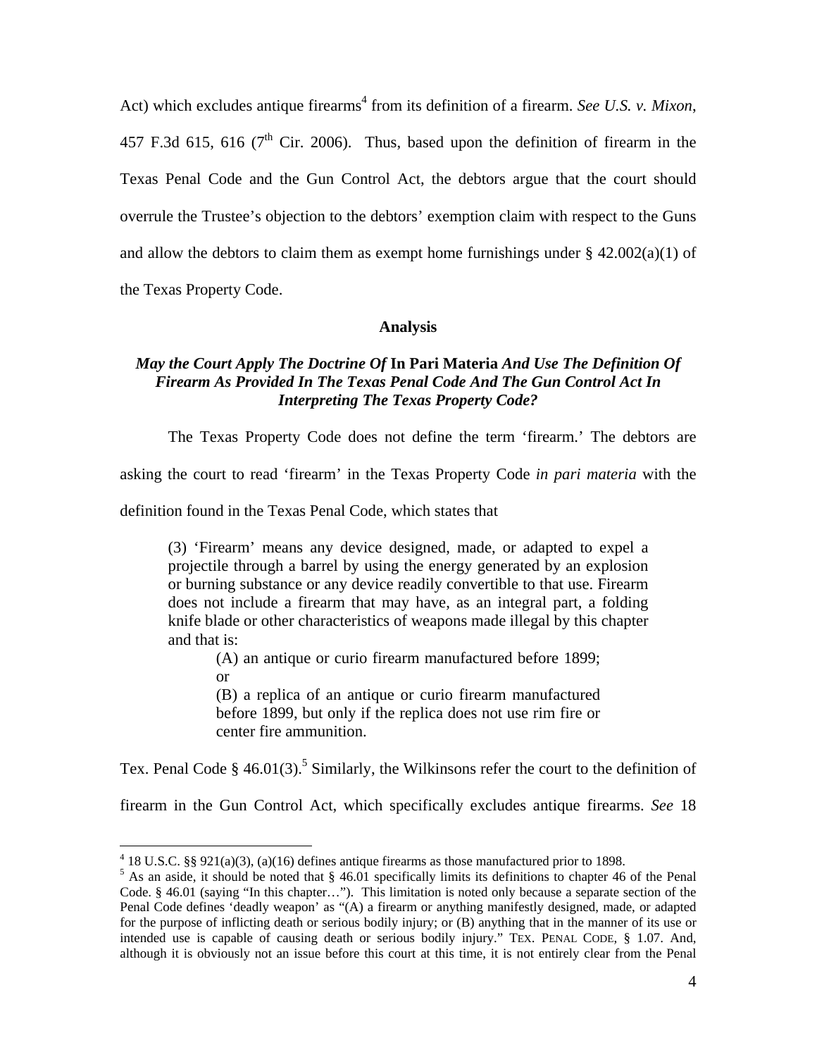Act) which excludes antique firearms[4] from its definition of a firearm. *See U.S. v. Mixon*, 457 F.3d 615, 616 (7th Cir. 2006). Thus, based upon the definition of firearm in the Texas Penal Code and the Gun Control Act, the debtors argue that the court should overrule the Trustee's objection to the debtors' exemption claim with respect to the Guns and allow the debtors to claim them as exempt home furnishings under § 42.002(a)(1) of the Texas Property Code.

**Analysis**

***May the Court Apply The Doctrine Of* In Pari Materia *And Use The Definition Of Firearm As Provided In The Texas Penal Code And The Gun Control Act In Interpreting The Texas Property Code?***

The Texas Property Code does not define the term 'firearm.' The debtors are asking the court to read 'firearm' in the Texas Property Code *in pari materia* with the definition found in the Texas Penal Code, which states that

> (3) 'Firearm' means any device designed, made, or adapted to expel a projectile through a barrel by using the energy generated by an explosion or burning substance or any device readily convertible to that use. Firearm does not include a firearm that may have, as an integral part, a folding knife blade or other characteristics of weapons made illegal by this chapter and that is:
>
> (A) an antique or curio firearm manufactured before 1899; or
>
> (B) a replica of an antique or curio firearm manufactured before 1899, but only if the replica does not use rim fire or center fire ammunition.

Tex. Penal Code § 46.01(3).[5] Similarly, the Wilkinsons refer the court to the definition of firearm in the Gun Control Act, which specifically excludes antique firearms. *See* 18

---

[4] 18 U.S.C. §§ 921(a)(3), (a)(16) defines antique firearms as those manufactured prior to 1898.

[5] As an aside, it should be noted that § 46.01 specifically limits its definitions to chapter 46 of the Penal Code. § 46.01 (saying "In this chapter…"). This limitation is noted only because a separate section of the Penal Code defines 'deadly weapon' as "(A) a firearm or anything manifestly designed, made, or adapted for the purpose of inflicting death or serious bodily injury; or (B) anything that in the manner of its use or intended use is capable of causing death or serious bodily injury." TEX. PENAL CODE, § 1.07. And, although it is obviously not an issue before this court at this time, it is not entirely clear from the Penal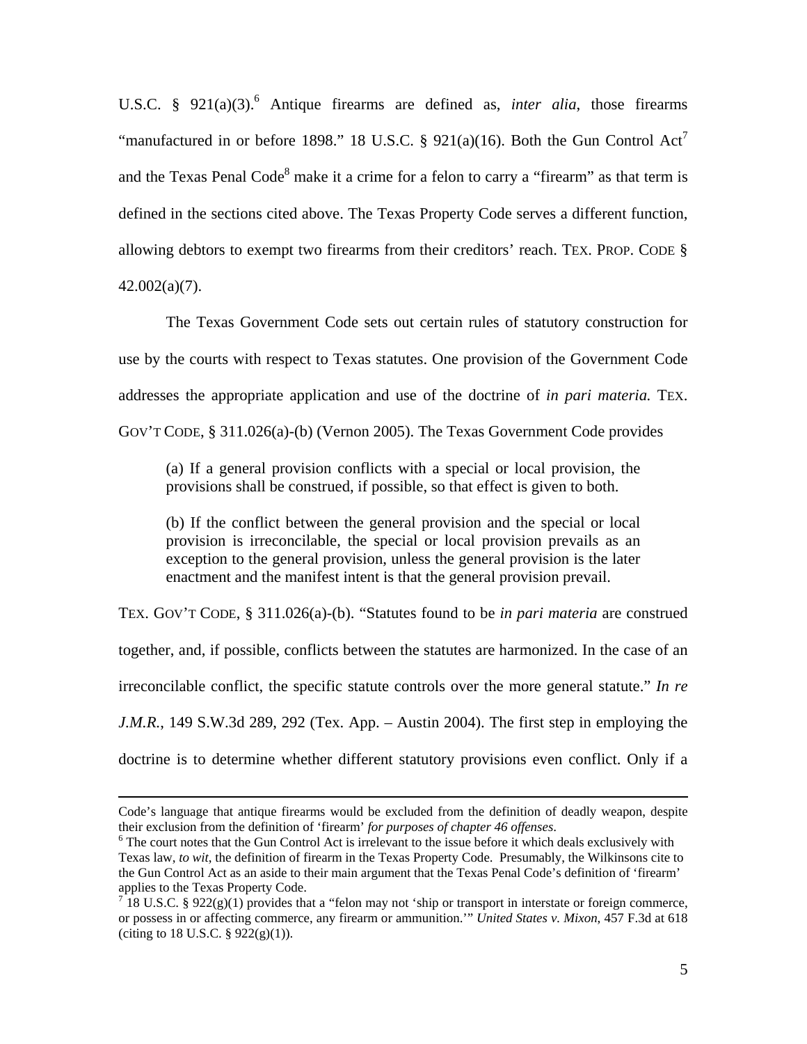U.S.C. § 921(a)(3).[6] Antique firearms are defined as, *inter alia*, those firearms "manufactured in or before 1898." 18 U.S.C. § 921(a)(16). Both the Gun Control Act[7] and the Texas Penal Code[8] make it a crime for a felon to carry a "firearm" as that term is defined in the sections cited above. The Texas Property Code serves a different function, allowing debtors to exempt two firearms from their creditors' reach. TEX. PROP. CODE § 42.002(a)(7).

The Texas Government Code sets out certain rules of statutory construction for use by the courts with respect to Texas statutes. One provision of the Government Code addresses the appropriate application and use of the doctrine of *in pari materia.* TEX. GOV'T CODE, § 311.026(a)-(b) (Vernon 2005). The Texas Government Code provides

> (a) If a general provision conflicts with a special or local provision, the provisions shall be construed, if possible, so that effect is given to both.
>
> (b) If the conflict between the general provision and the special or local provision is irreconcilable, the special or local provision prevails as an exception to the general provision, unless the general provision is the later enactment and the manifest intent is that the general provision prevail.

TEX. GOV'T CODE, § 311.026(a)-(b). "Statutes found to be *in pari materia* are construed together, and, if possible, conflicts between the statutes are harmonized. In the case of an irreconcilable conflict, the specific statute controls over the more general statute." *In re J.M.R.*, 149 S.W.3d 289, 292 (Tex. App. – Austin 2004). The first step in employing the doctrine is to determine whether different statutory provisions even conflict. Only if a

---

Code's language that antique firearms would be excluded from the definition of deadly weapon, despite their exclusion from the definition of 'firearm' *for purposes of chapter 46 offenses*.

[6] The court notes that the Gun Control Act is irrelevant to the issue before it which deals exclusively with Texas law, *to wit*, the definition of firearm in the Texas Property Code. Presumably, the Wilkinsons cite to the Gun Control Act as an aside to their main argument that the Texas Penal Code's definition of 'firearm' applies to the Texas Property Code.

[7] 18 U.S.C. § 922(g)(1) provides that a "felon may not 'ship or transport in interstate or foreign commerce, or possess in or affecting commerce, any firearm or ammunition.'" *United States v. Mixon*, 457 F.3d at 618 (citing to 18 U.S.C. § 922(g)(1)).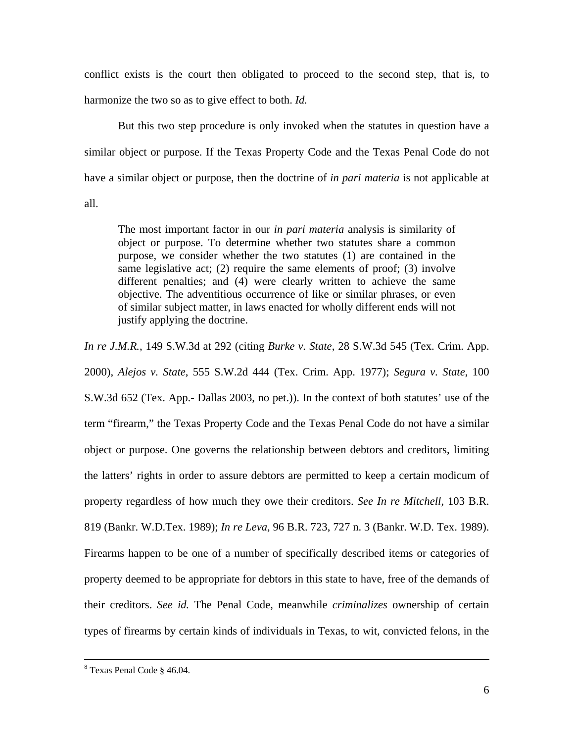conflict exists is the court then obligated to proceed to the second step, that is, to harmonize the two so as to give effect to both. *Id.*

But this two step procedure is only invoked when the statutes in question have a similar object or purpose. If the Texas Property Code and the Texas Penal Code do not have a similar object or purpose, then the doctrine of *in pari materia* is not applicable at all.

> The most important factor in our *in pari materia* analysis is similarity of object or purpose. To determine whether two statutes share a common purpose, we consider whether the two statutes (1) are contained in the same legislative act; (2) require the same elements of proof; (3) involve different penalties; and (4) were clearly written to achieve the same objective. The adventitious occurrence of like or similar phrases, or even of similar subject matter, in laws enacted for wholly different ends will not justify applying the doctrine.

*In re J.M.R.*, 149 S.W.3d at 292 (citing *Burke v. State*, 28 S.W.3d 545 (Tex. Crim. App. 2000), *Alejos v. State*, 555 S.W.2d 444 (Tex. Crim. App. 1977); *Segura v. State*, 100 S.W.3d 652 (Tex. App.- Dallas 2003, no pet.)). In the context of both statutes' use of the term "firearm," the Texas Property Code and the Texas Penal Code do not have a similar object or purpose. One governs the relationship between debtors and creditors, limiting the latters' rights in order to assure debtors are permitted to keep a certain modicum of property regardless of how much they owe their creditors. *See In re Mitchell,* 103 B.R. 819 (Bankr. W.D.Tex. 1989); *In re Leva*, 96 B.R. 723, 727 n. 3 (Bankr. W.D. Tex. 1989). Firearms happen to be one of a number of specifically described items or categories of property deemed to be appropriate for debtors in this state to have, free of the demands of their creditors. *See id.* The Penal Code, meanwhile *criminalizes* ownership of certain types of firearms by certain kinds of individuals in Texas, to wit, convicted felons, in the

---

[8] Texas Penal Code § 46.04.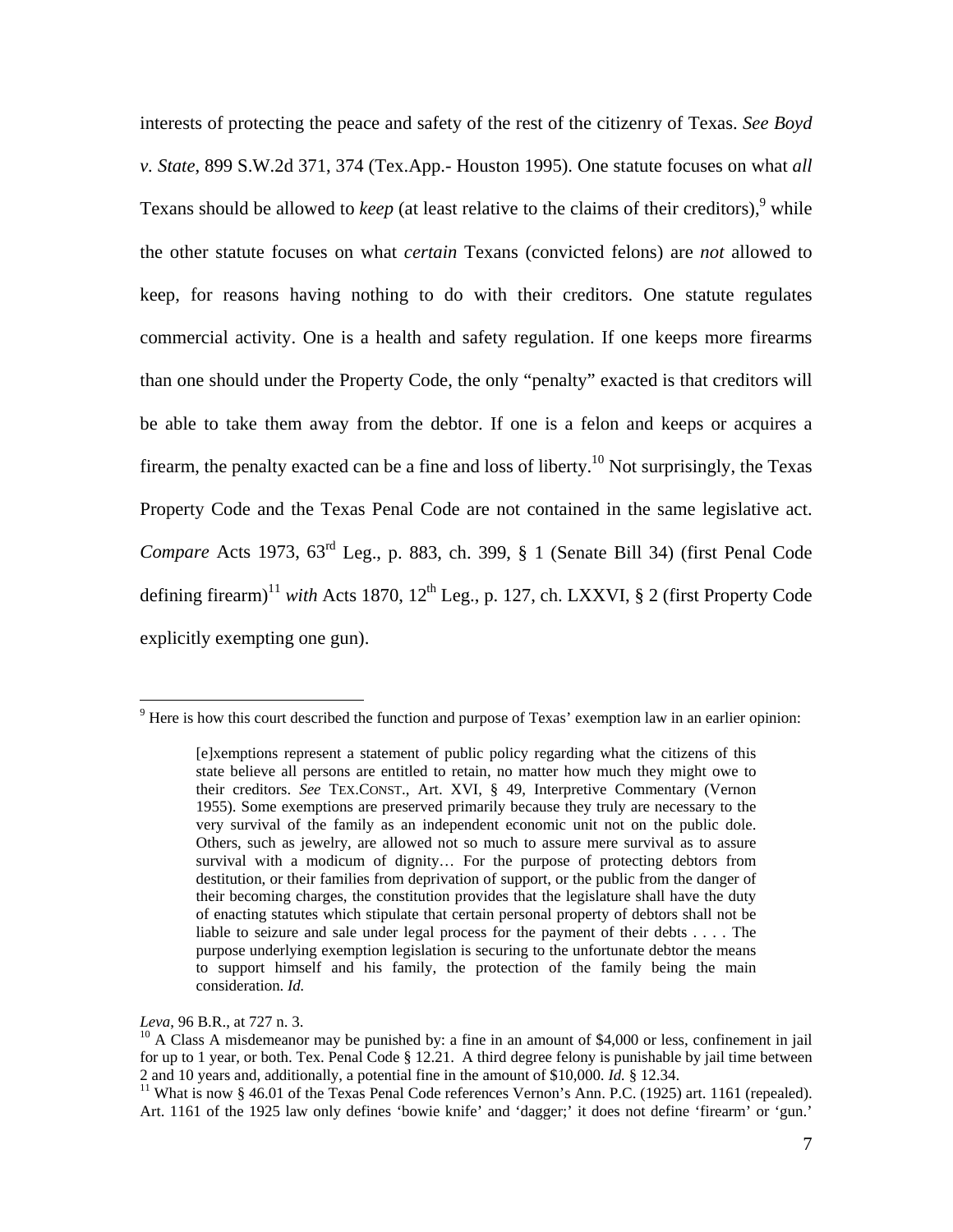interests of protecting the peace and safety of the rest of the citizenry of Texas. *See Boyd v. State*, 899 S.W.2d 371, 374 (Tex.App.- Houston 1995). One statute focuses on what *all* Texans should be allowed to *keep* (at least relative to the claims of their creditors),[9] while the other statute focuses on what *certain* Texans (convicted felons) are *not* allowed to keep, for reasons having nothing to do with their creditors. One statute regulates commercial activity. One is a health and safety regulation. If one keeps more firearms than one should under the Property Code, the only "penalty" exacted is that creditors will be able to take them away from the debtor. If one is a felon and keeps or acquires a firearm, the penalty exacted can be a fine and loss of liberty.[10] Not surprisingly, the Texas Property Code and the Texas Penal Code are not contained in the same legislative act. *Compare* Acts 1973, 63rd Leg., p. 883, ch. 399, § 1 (Senate Bill 34) (first Penal Code defining firearm)[11] *with* Acts 1870, 12th Leg., p. 127, ch. LXXVI, § 2 (first Property Code explicitly exempting one gun).

---

[9] Here is how this court described the function and purpose of Texas' exemption law in an earlier opinion:

> [e]xemptions represent a statement of public policy regarding what the citizens of this state believe all persons are entitled to retain, no matter how much they might owe to their creditors. *See* TEX.CONST., Art. XVI, § 49, Interpretive Commentary (Vernon 1955). Some exemptions are preserved primarily because they truly are necessary to the very survival of the family as an independent economic unit not on the public dole. Others, such as jewelry, are allowed not so much to assure mere survival as to assure survival with a modicum of dignity… For the purpose of protecting debtors from destitution, or their families from deprivation of support, or the public from the danger of their becoming charges, the constitution provides that the legislature shall have the duty of enacting statutes which stipulate that certain personal property of debtors shall not be liable to seizure and sale under legal process for the payment of their debts . . . . The purpose underlying exemption legislation is securing to the unfortunate debtor the means to support himself and his family, the protection of the family being the main consideration. *Id.*

*Leva*, 96 B.R., at 727 n. 3.

[10] A Class A misdemeanor may be punished by: a fine in an amount of $4,000 or less, confinement in jail for up to 1 year, or both. Tex. Penal Code § 12.21. A third degree felony is punishable by jail time between 2 and 10 years and, additionally, a potential fine in the amount of $10,000. *Id.* § 12.34.

[11] What is now § 46.01 of the Texas Penal Code references Vernon's Ann. P.C. (1925) art. 1161 (repealed). Art. 1161 of the 1925 law only defines 'bowie knife' and 'dagger;' it does not define 'firearm' or 'gun.'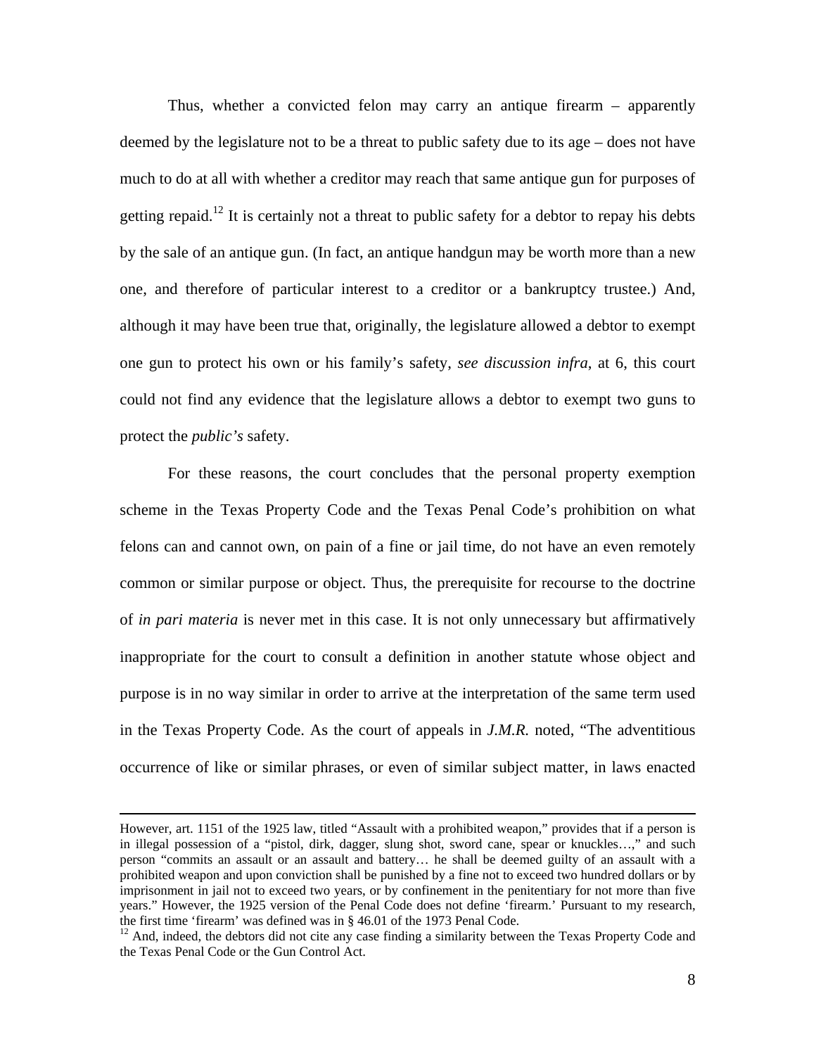Thus, whether a convicted felon may carry an antique firearm – apparently deemed by the legislature not to be a threat to public safety due to its age – does not have much to do at all with whether a creditor may reach that same antique gun for purposes of getting repaid.[12] It is certainly not a threat to public safety for a debtor to repay his debts by the sale of an antique gun. (In fact, an antique handgun may be worth more than a new one, and therefore of particular interest to a creditor or a bankruptcy trustee.) And, although it may have been true that, originally, the legislature allowed a debtor to exempt one gun to protect his own or his family's safety, *see discussion infra*, at 6, this court could not find any evidence that the legislature allows a debtor to exempt two guns to protect the *public's* safety.

For these reasons, the court concludes that the personal property exemption scheme in the Texas Property Code and the Texas Penal Code's prohibition on what felons can and cannot own, on pain of a fine or jail time, do not have an even remotely common or similar purpose or object. Thus, the prerequisite for recourse to the doctrine of *in pari materia* is never met in this case. It is not only unnecessary but affirmatively inappropriate for the court to consult a definition in another statute whose object and purpose is in no way similar in order to arrive at the interpretation of the same term used in the Texas Property Code. As the court of appeals in *J.M.R.* noted, "The adventitious occurrence of like or similar phrases, or even of similar subject matter, in laws enacted

---

However, art. 1151 of the 1925 law, titled "Assault with a prohibited weapon," provides that if a person is in illegal possession of a "pistol, dirk, dagger, slung shot, sword cane, spear or knuckles…," and such person "commits an assault or an assault and battery… he shall be deemed guilty of an assault with a prohibited weapon and upon conviction shall be punished by a fine not to exceed two hundred dollars or by imprisonment in jail not to exceed two years, or by confinement in the penitentiary for not more than five years." However, the 1925 version of the Penal Code does not define 'firearm.' Pursuant to my research, the first time 'firearm' was defined was in § 46.01 of the 1973 Penal Code.

[12] And, indeed, the debtors did not cite any case finding a similarity between the Texas Property Code and the Texas Penal Code or the Gun Control Act.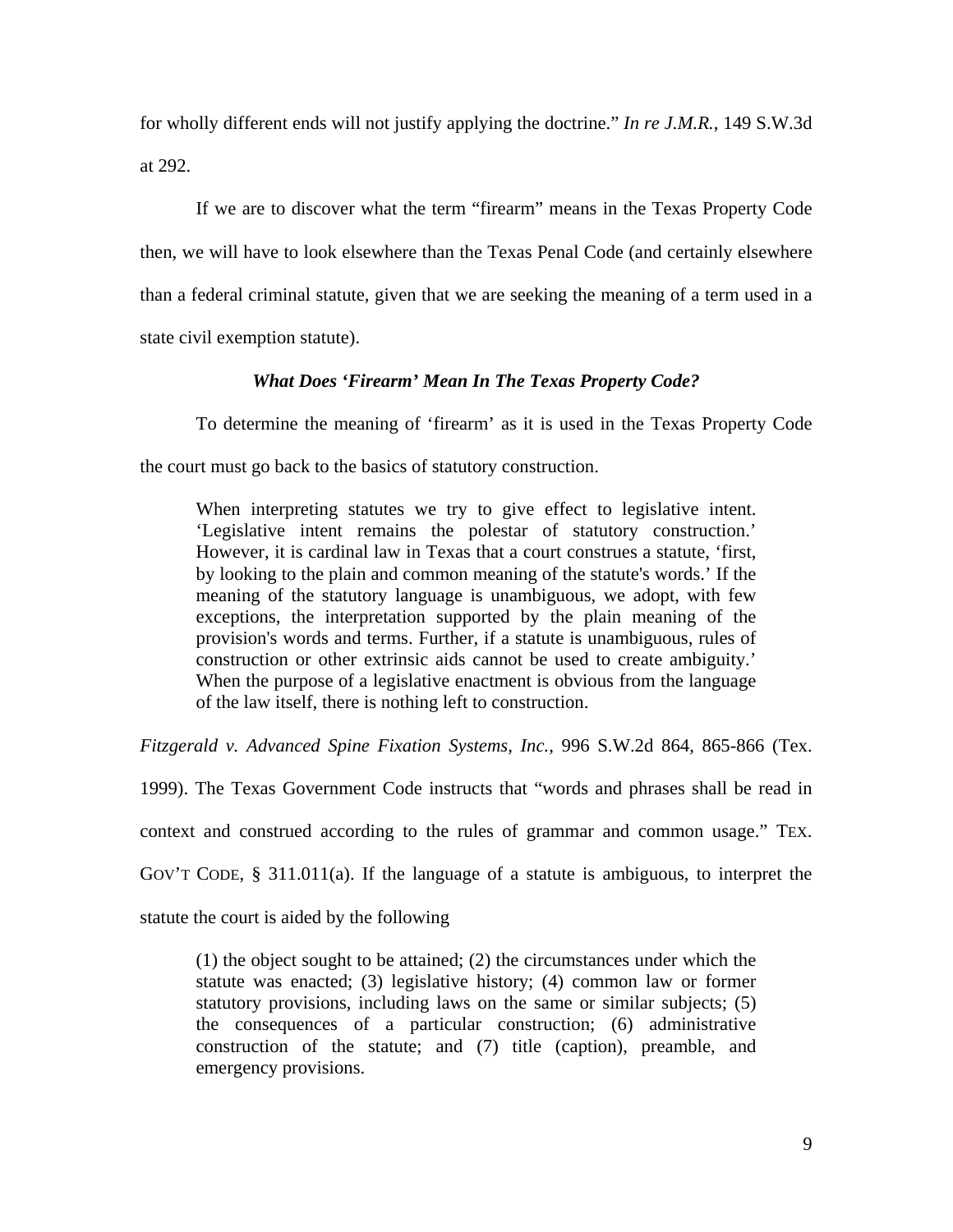for wholly different ends will not justify applying the doctrine." *In re J.M.R.*, 149 S.W.3d at 292.

If we are to discover what the term "firearm" means in the Texas Property Code then, we will have to look elsewhere than the Texas Penal Code (and certainly elsewhere than a federal criminal statute, given that we are seeking the meaning of a term used in a state civil exemption statute).

***What Does 'Firearm' Mean In The Texas Property Code?***

To determine the meaning of 'firearm' as it is used in the Texas Property Code the court must go back to the basics of statutory construction.

> When interpreting statutes we try to give effect to legislative intent. 'Legislative intent remains the polestar of statutory construction.' However, it is cardinal law in Texas that a court construes a statute, 'first, by looking to the plain and common meaning of the statute's words.' If the meaning of the statutory language is unambiguous, we adopt, with few exceptions, the interpretation supported by the plain meaning of the provision's words and terms. Further, if a statute is unambiguous, rules of construction or other extrinsic aids cannot be used to create ambiguity.' When the purpose of a legislative enactment is obvious from the language of the law itself, there is nothing left to construction.

*Fitzgerald v. Advanced Spine Fixation Systems, Inc.*, 996 S.W.2d 864, 865-866 (Tex. 1999). The Texas Government Code instructs that "words and phrases shall be read in context and construed according to the rules of grammar and common usage." TEX. GOV'T CODE, § 311.011(a). If the language of a statute is ambiguous, to interpret the statute the court is aided by the following

> (1) the object sought to be attained; (2) the circumstances under which the statute was enacted; (3) legislative history; (4) common law or former statutory provisions, including laws on the same or similar subjects; (5) the consequences of a particular construction; (6) administrative construction of the statute; and (7) title (caption), preamble, and emergency provisions.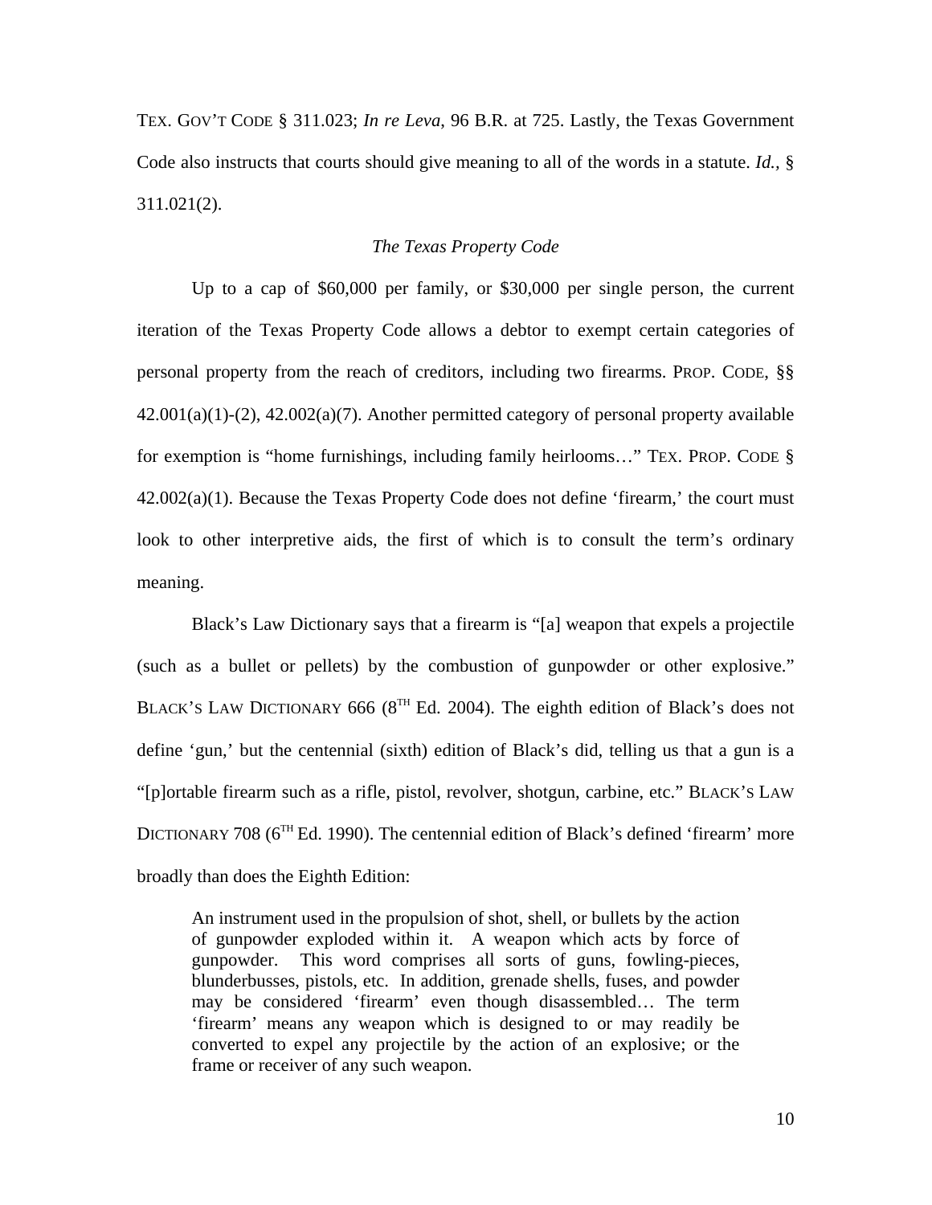TEX. GOV'T CODE § 311.023; *In re Leva*, 96 B.R. at 725. Lastly, the Texas Government Code also instructs that courts should give meaning to all of the words in a statute. *Id.*, § 311.021(2).

*The Texas Property Code*

Up to a cap of $60,000 per family, or $30,000 per single person, the current iteration of the Texas Property Code allows a debtor to exempt certain categories of personal property from the reach of creditors, including two firearms. PROP. CODE, §§ 42.001(a)(1)-(2), 42.002(a)(7). Another permitted category of personal property available for exemption is "home furnishings, including family heirlooms…" TEX. PROP. CODE § 42.002(a)(1). Because the Texas Property Code does not define 'firearm,' the court must look to other interpretive aids, the first of which is to consult the term's ordinary meaning.

Black's Law Dictionary says that a firearm is "[a] weapon that expels a projectile (such as a bullet or pellets) by the combustion of gunpowder or other explosive." BLACK'S LAW DICTIONARY 666 (8TH Ed. 2004). The eighth edition of Black's does not define 'gun,' but the centennial (sixth) edition of Black's did, telling us that a gun is a "[p]ortable firearm such as a rifle, pistol, revolver, shotgun, carbine, etc." BLACK'S LAW DICTIONARY 708 (6TH Ed. 1990). The centennial edition of Black's defined 'firearm' more broadly than does the Eighth Edition:

> An instrument used in the propulsion of shot, shell, or bullets by the action of gunpowder exploded within it. A weapon which acts by force of gunpowder. This word comprises all sorts of guns, fowling-pieces, blunderbusses, pistols, etc. In addition, grenade shells, fuses, and powder may be considered 'firearm' even though disassembled… The term 'firearm' means any weapon which is designed to or may readily be converted to expel any projectile by the action of an explosive; or the frame or receiver of any such weapon.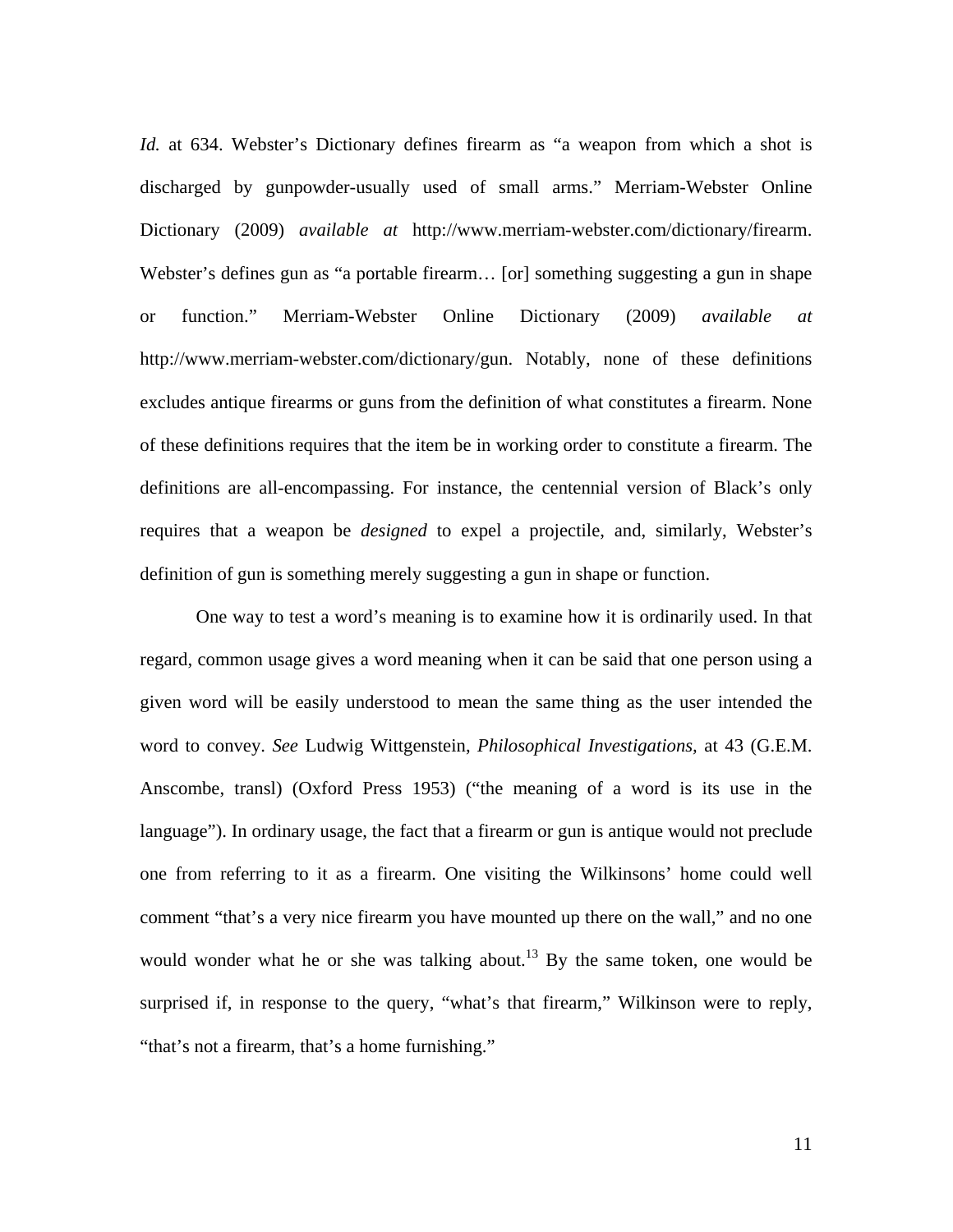*Id.* at 634. Webster's Dictionary defines firearm as "a weapon from which a shot is discharged by gunpowder-usually used of small arms." Merriam-Webster Online Dictionary (2009) *available at* http://www.merriam-webster.com/dictionary/firearm. Webster's defines gun as "a portable firearm… [or] something suggesting a gun in shape or function." Merriam-Webster Online Dictionary (2009) *available at* http://www.merriam-webster.com/dictionary/gun. Notably, none of these definitions excludes antique firearms or guns from the definition of what constitutes a firearm. None of these definitions requires that the item be in working order to constitute a firearm. The definitions are all-encompassing. For instance, the centennial version of Black's only requires that a weapon be *designed* to expel a projectile, and, similarly, Webster's definition of gun is something merely suggesting a gun in shape or function.

One way to test a word's meaning is to examine how it is ordinarily used. In that regard, common usage gives a word meaning when it can be said that one person using a given word will be easily understood to mean the same thing as the user intended the word to convey. *See* Ludwig Wittgenstein, *Philosophical Investigations,* at 43 (G.E.M. Anscombe, transl) (Oxford Press 1953) ("the meaning of a word is its use in the language"). In ordinary usage, the fact that a firearm or gun is antique would not preclude one from referring to it as a firearm. One visiting the Wilkinsons' home could well comment "that's a very nice firearm you have mounted up there on the wall," and no one would wonder what he or she was talking about.[13] By the same token, one would be surprised if, in response to the query, "what's that firearm," Wilkinson were to reply, "that's not a firearm, that's a home furnishing."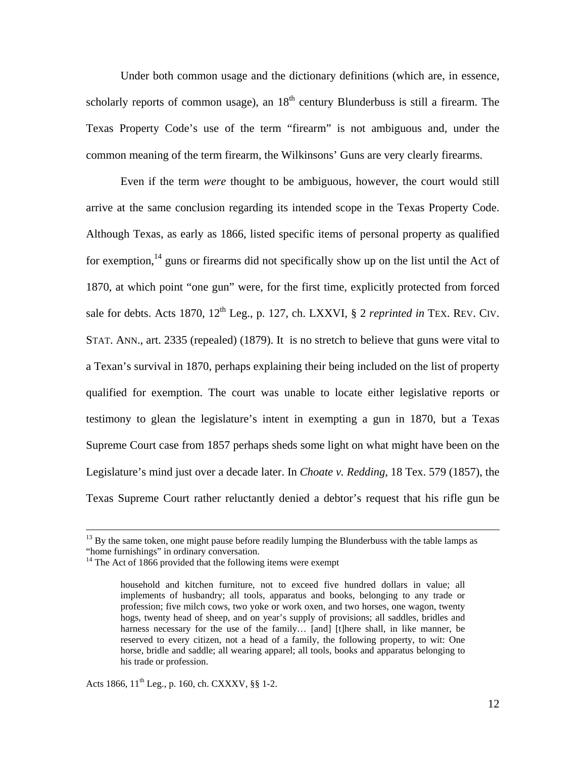Under both common usage and the dictionary definitions (which are, in essence, scholarly reports of common usage), an 18th century Blunderbuss is still a firearm. The Texas Property Code's use of the term "firearm" is not ambiguous and, under the common meaning of the term firearm, the Wilkinsons' Guns are very clearly firearms.

Even if the term *were* thought to be ambiguous, however, the court would still arrive at the same conclusion regarding its intended scope in the Texas Property Code. Although Texas, as early as 1866, listed specific items of personal property as qualified for exemption,[14] guns or firearms did not specifically show up on the list until the Act of 1870, at which point "one gun" were, for the first time, explicitly protected from forced sale for debts. Acts 1870, 12th Leg., p. 127, ch. LXXVI, § 2 *reprinted in* TEX. REV. CIV. STAT. ANN., art. 2335 (repealed) (1879). It is no stretch to believe that guns were vital to a Texan's survival in 1870, perhaps explaining their being included on the list of property qualified for exemption. The court was unable to locate either legislative reports or testimony to glean the legislature's intent in exempting a gun in 1870, but a Texas Supreme Court case from 1857 perhaps sheds some light on what might have been on the Legislature's mind just over a decade later. In *Choate v. Redding*, 18 Tex. 579 (1857), the Texas Supreme Court rather reluctantly denied a debtor's request that his rifle gun be

---

[13] By the same token, one might pause before readily lumping the Blunderbuss with the table lamps as "home furnishings" in ordinary conversation.

[14] The Act of 1866 provided that the following items were exempt

> household and kitchen furniture, not to exceed five hundred dollars in value; all implements of husbandry; all tools, apparatus and books, belonging to any trade or profession; five milch cows, two yoke or work oxen, and two horses, one wagon, twenty hogs, twenty head of sheep, and on year's supply of provisions; all saddles, bridles and harness necessary for the use of the family… [and] [t]here shall, in like manner, be reserved to every citizen, not a head of a family, the following property, to wit: One horse, bridle and saddle; all wearing apparel; all tools, books and apparatus belonging to his trade or profession.

Acts 1866, 11th Leg., p. 160, ch. CXXXV, §§ 1-2.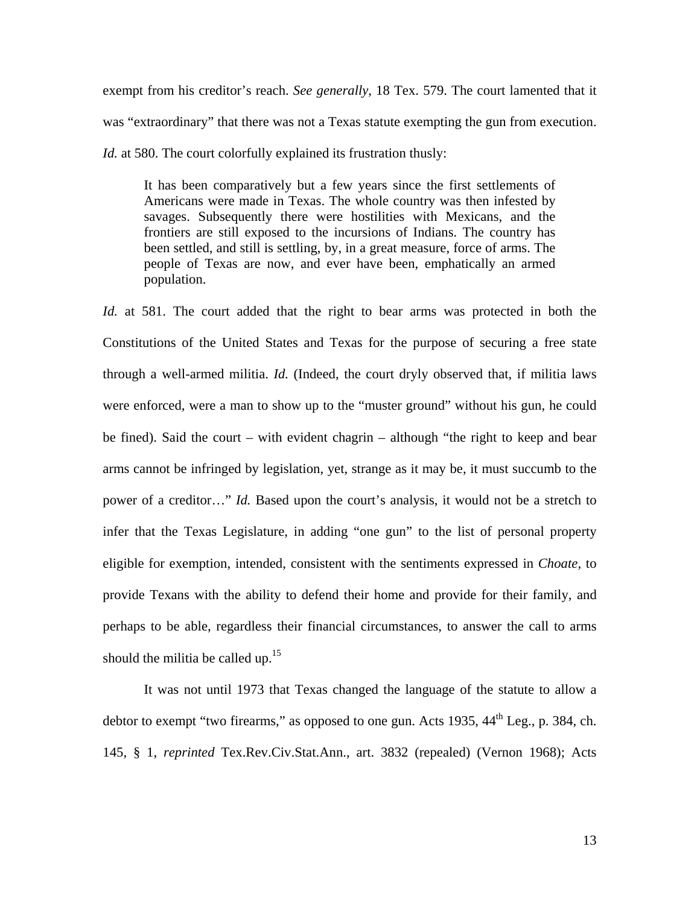exempt from his creditor's reach. *See generally*, 18 Tex. 579. The court lamented that it was "extraordinary" that there was not a Texas statute exempting the gun from execution. *Id.* at 580. The court colorfully explained its frustration thusly:

> It has been comparatively but a few years since the first settlements of Americans were made in Texas. The whole country was then infested by savages. Subsequently there were hostilities with Mexicans, and the frontiers are still exposed to the incursions of Indians. The country has been settled, and still is settling, by, in a great measure, force of arms. The people of Texas are now, and ever have been, emphatically an armed population.

*Id.* at 581. The court added that the right to bear arms was protected in both the Constitutions of the United States and Texas for the purpose of securing a free state through a well-armed militia. *Id.* (Indeed, the court dryly observed that, if militia laws were enforced, were a man to show up to the "muster ground" without his gun, he could be fined). Said the court – with evident chagrin – although "the right to keep and bear arms cannot be infringed by legislation, yet, strange as it may be, it must succumb to the power of a creditor…" *Id.* Based upon the court's analysis, it would not be a stretch to infer that the Texas Legislature, in adding "one gun" to the list of personal property eligible for exemption, intended, consistent with the sentiments expressed in *Choate*, to provide Texans with the ability to defend their home and provide for their family, and perhaps to be able, regardless their financial circumstances, to answer the call to arms should the militia be called up.[15]

It was not until 1973 that Texas changed the language of the statute to allow a debtor to exempt "two firearms," as opposed to one gun. Acts 1935, 44th Leg., p. 384, ch. 145, § 1, *reprinted* Tex.Rev.Civ.Stat.Ann., art. 3832 (repealed) (Vernon 1968); Acts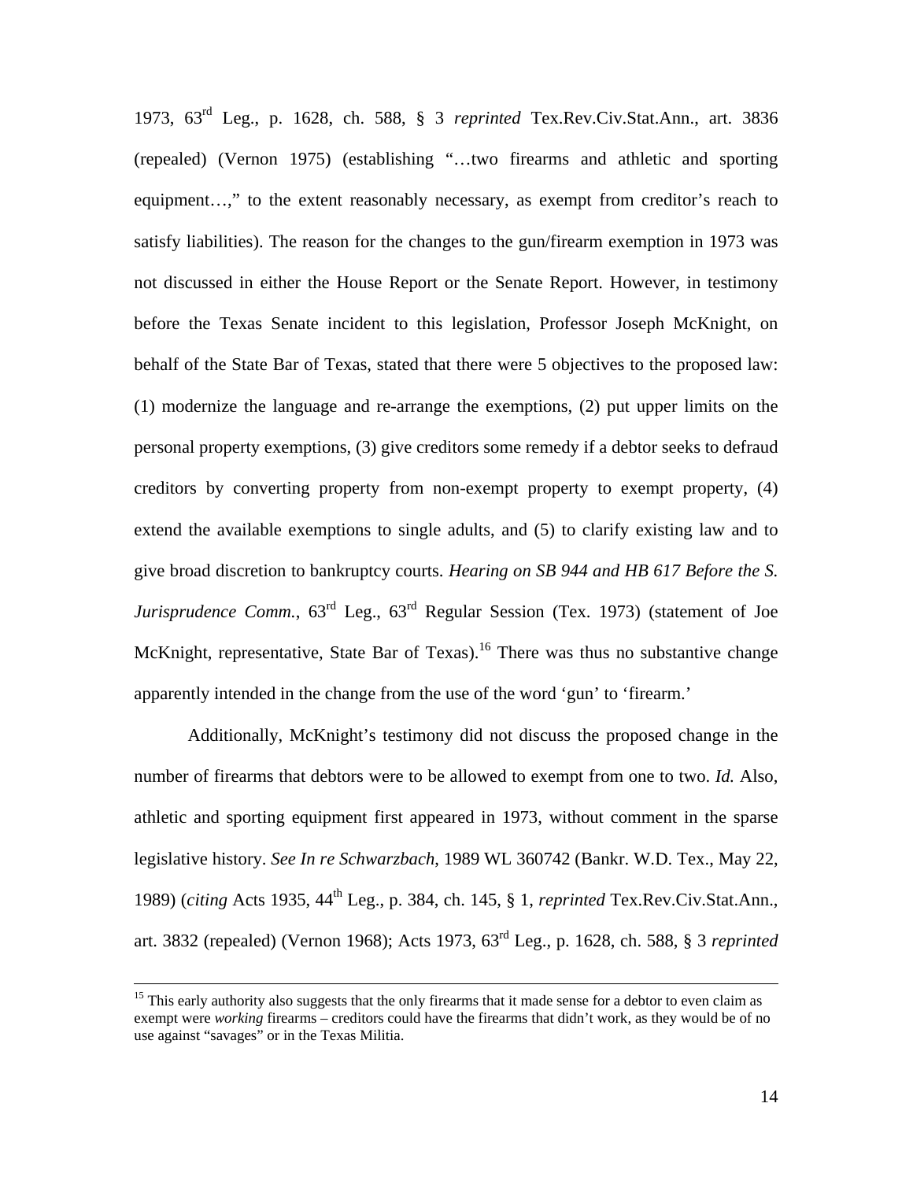1973, 63[rd] Leg., p. 1628, ch. 588, § 3 *reprinted* Tex.Rev.Civ.Stat.Ann., art. 3836 (repealed) (Vernon 1975) (establishing "…two firearms and athletic and sporting equipment…," to the extent reasonably necessary, as exempt from creditor's reach to satisfy liabilities). The reason for the changes to the gun/firearm exemption in 1973 was not discussed in either the House Report or the Senate Report. However, in testimony before the Texas Senate incident to this legislation, Professor Joseph McKnight, on behalf of the State Bar of Texas, stated that there were 5 objectives to the proposed law: (1) modernize the language and re-arrange the exemptions, (2) put upper limits on the personal property exemptions, (3) give creditors some remedy if a debtor seeks to defraud creditors by converting property from non-exempt property to exempt property, (4) extend the available exemptions to single adults, and (5) to clarify existing law and to give broad discretion to bankruptcy courts. *Hearing on SB 944 and HB 617 Before the S. Jurisprudence Comm.*, 63[rd] Leg., 63[rd] Regular Session (Tex. 1973) (statement of Joe McKnight, representative, State Bar of Texas).[16] There was thus no substantive change apparently intended in the change from the use of the word 'gun' to 'firearm.'

Additionally, McKnight's testimony did not discuss the proposed change in the number of firearms that debtors were to be allowed to exempt from one to two. *Id.* Also, athletic and sporting equipment first appeared in 1973, without comment in the sparse legislative history. *See In re Schwarzbach*, 1989 WL 360742 (Bankr. W.D. Tex., May 22, 1989) (*citing* Acts 1935, 44[th] Leg., p. 384, ch. 145, § 1, *reprinted* Tex.Rev.Civ.Stat.Ann., art. 3832 (repealed) (Vernon 1968); Acts 1973, 63[rd] Leg., p. 1628, ch. 588, § 3 *reprinted*

---

[15] This early authority also suggests that the only firearms that it made sense for a debtor to even claim as exempt were *working* firearms – creditors could have the firearms that didn't work, as they would be of no use against "savages" or in the Texas Militia.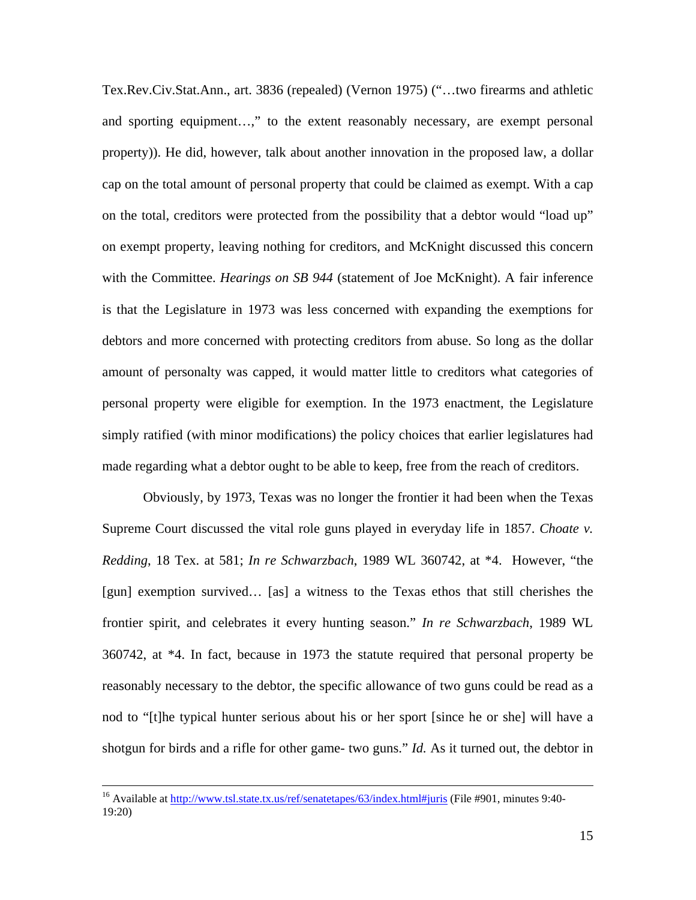Tex.Rev.Civ.Stat.Ann., art. 3836 (repealed) (Vernon 1975) ("…two firearms and athletic and sporting equipment…," to the extent reasonably necessary, are exempt personal property)). He did, however, talk about another innovation in the proposed law, a dollar cap on the total amount of personal property that could be claimed as exempt. With a cap on the total, creditors were protected from the possibility that a debtor would "load up" on exempt property, leaving nothing for creditors, and McKnight discussed this concern with the Committee. *Hearings on SB 944* (statement of Joe McKnight). A fair inference is that the Legislature in 1973 was less concerned with expanding the exemptions for debtors and more concerned with protecting creditors from abuse. So long as the dollar amount of personalty was capped, it would matter little to creditors what categories of personal property were eligible for exemption. In the 1973 enactment, the Legislature simply ratified (with minor modifications) the policy choices that earlier legislatures had made regarding what a debtor ought to be able to keep, free from the reach of creditors.

Obviously, by 1973, Texas was no longer the frontier it had been when the Texas Supreme Court discussed the vital role guns played in everyday life in 1857. *Choate v. Redding*, 18 Tex. at 581; *In re Schwarzbach*, 1989 WL 360742, at *4. However, "the [gun] exemption survived… [as] a witness to the Texas ethos that still cherishes the frontier spirit, and celebrates it every hunting season." *In re Schwarzbach*, 1989 WL 360742, at *4. In fact, because in 1973 the statute required that personal property be reasonably necessary to the debtor, the specific allowance of two guns could be read as a nod to "[t]he typical hunter serious about his or her sport [since he or she] will have a shotgun for birds and a rifle for other game- two guns." *Id.* As it turned out, the debtor in

---

[16] Available at http://www.tsl.state.tx.us/ref/senatetapes/63/index.html#juris (File #901, minutes 9:40-19:20)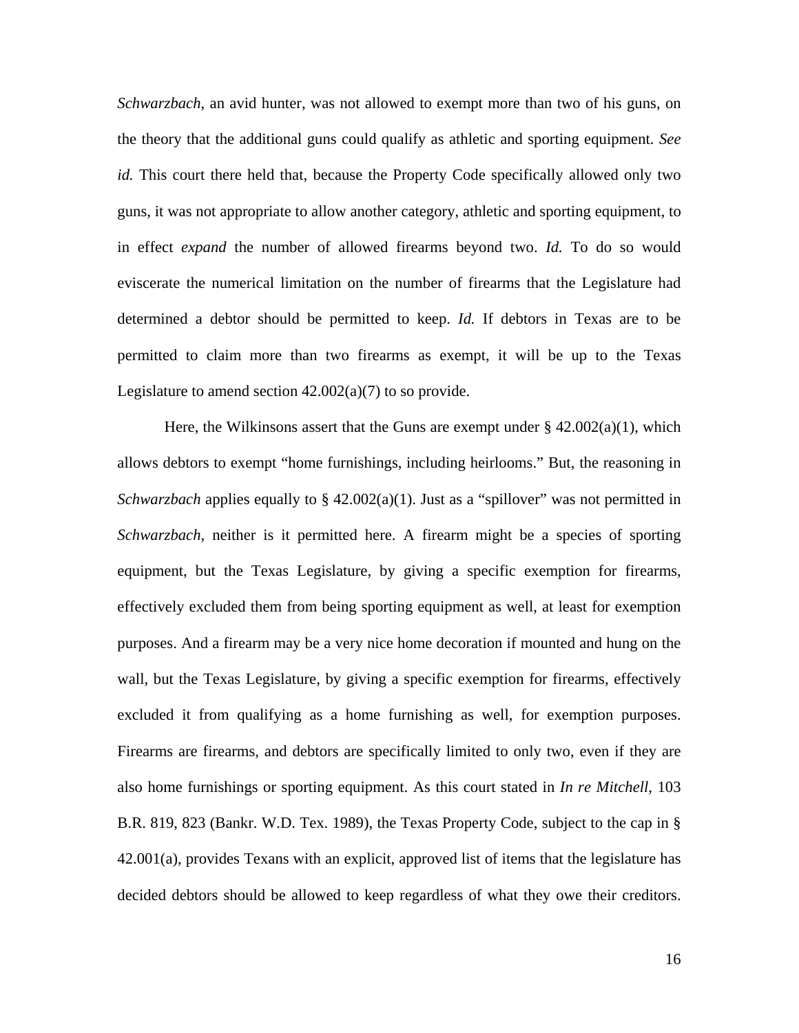*Schwarzbach*, an avid hunter, was not allowed to exempt more than two of his guns, on the theory that the additional guns could qualify as athletic and sporting equipment. *See id.* This court there held that, because the Property Code specifically allowed only two guns, it was not appropriate to allow another category, athletic and sporting equipment, to in effect *expand* the number of allowed firearms beyond two. *Id.* To do so would eviscerate the numerical limitation on the number of firearms that the Legislature had determined a debtor should be permitted to keep. *Id.* If debtors in Texas are to be permitted to claim more than two firearms as exempt, it will be up to the Texas Legislature to amend section 42.002(a)(7) to so provide.

Here, the Wilkinsons assert that the Guns are exempt under § 42.002(a)(1), which allows debtors to exempt "home furnishings, including heirlooms." But, the reasoning in *Schwarzbach* applies equally to § 42.002(a)(1). Just as a "spillover" was not permitted in *Schwarzbach,* neither is it permitted here. A firearm might be a species of sporting equipment, but the Texas Legislature, by giving a specific exemption for firearms, effectively excluded them from being sporting equipment as well, at least for exemption purposes. And a firearm may be a very nice home decoration if mounted and hung on the wall, but the Texas Legislature, by giving a specific exemption for firearms, effectively excluded it from qualifying as a home furnishing as well, for exemption purposes. Firearms are firearms, and debtors are specifically limited to only two, even if they are also home furnishings or sporting equipment. As this court stated in *In re Mitchell*, 103 B.R. 819, 823 (Bankr. W.D. Tex. 1989), the Texas Property Code, subject to the cap in § 42.001(a), provides Texans with an explicit, approved list of items that the legislature has decided debtors should be allowed to keep regardless of what they owe their creditors.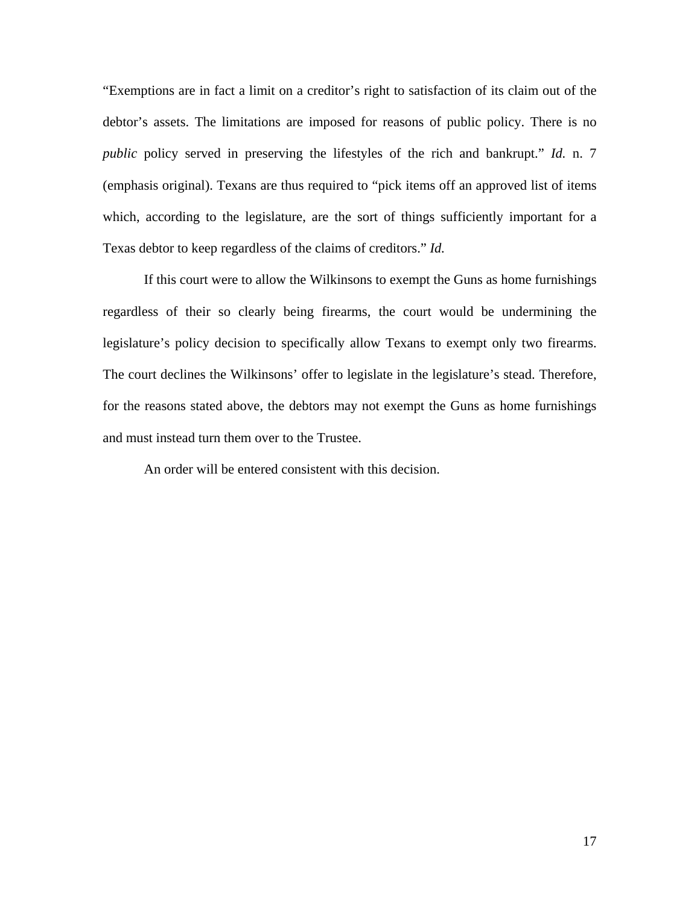"Exemptions are in fact a limit on a creditor's right to satisfaction of its claim out of the debtor's assets. The limitations are imposed for reasons of public policy. There is no *public* policy served in preserving the lifestyles of the rich and bankrupt." *Id.* n. 7 (emphasis original). Texans are thus required to "pick items off an approved list of items which, according to the legislature, are the sort of things sufficiently important for a Texas debtor to keep regardless of the claims of creditors." *Id.*

If this court were to allow the Wilkinsons to exempt the Guns as home furnishings regardless of their so clearly being firearms, the court would be undermining the legislature's policy decision to specifically allow Texans to exempt only two firearms. The court declines the Wilkinsons' offer to legislate in the legislature's stead. Therefore, for the reasons stated above, the debtors may not exempt the Guns as home furnishings and must instead turn them over to the Trustee.

An order will be entered consistent with this decision.